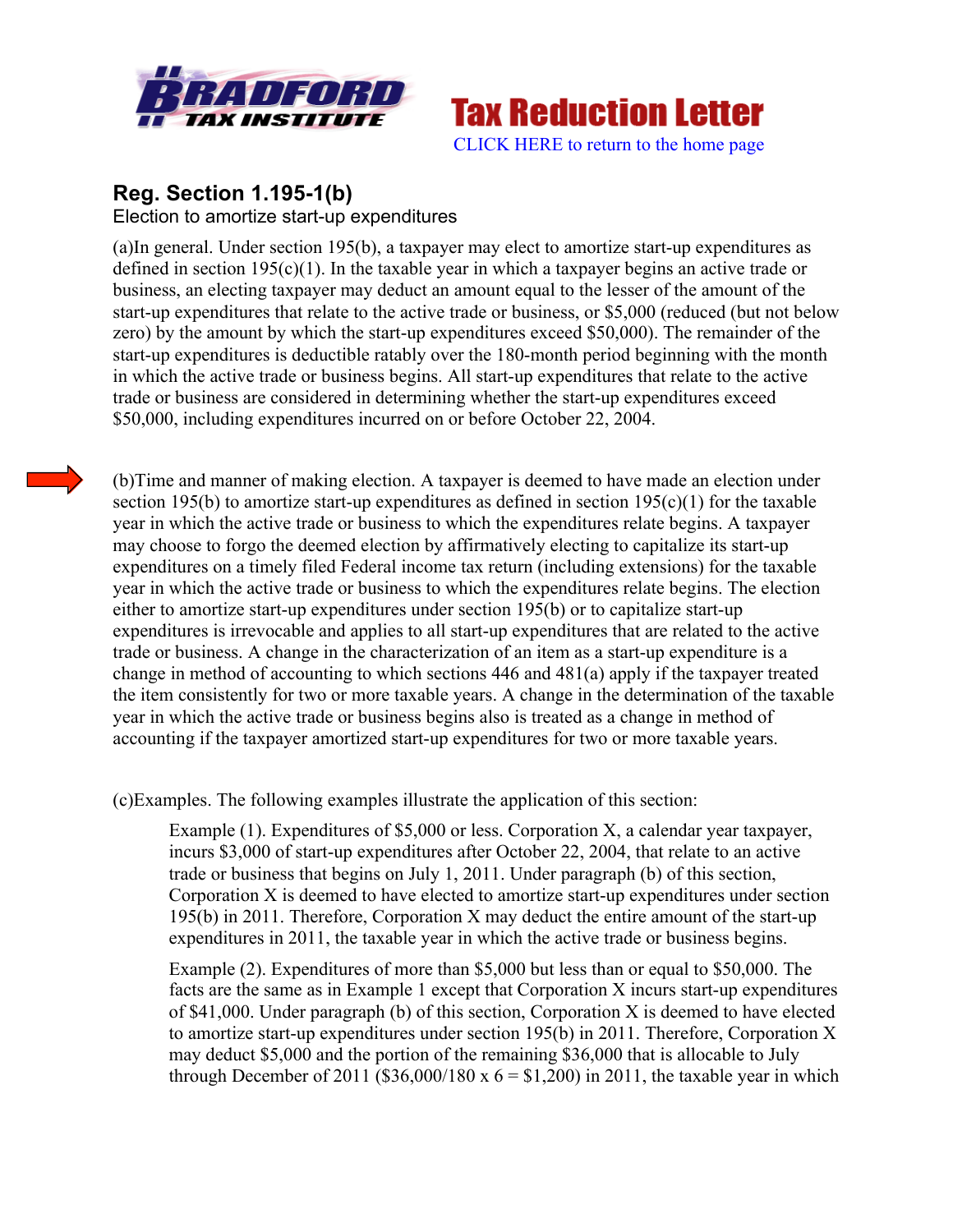Bradford Tax Institute — Tax Reduction Letter

CLICK HERE to return to the home page

## Reg. Section 1.195-1(b)

Election to amortize start-up expenditures

(a)In general. Under section 195(b), a taxpayer may elect to amortize start-up expenditures as defined in section 195(c)(1). In the taxable year in which a taxpayer begins an active trade or business, an electing taxpayer may deduct an amount equal to the lesser of the amount of the start-up expenditures that relate to the active trade or business, or $5,000 (reduced (but not below zero) by the amount by which the start-up expenditures exceed $50,000). The remainder of the start-up expenditures is deductible ratably over the 180-month period beginning with the month in which the active trade or business begins. All start-up expenditures that relate to the active trade or business are considered in determining whether the start-up expenditures exceed $50,000, including expenditures incurred on or before October 22, 2004.

(b)Time and manner of making election. A taxpayer is deemed to have made an election under section 195(b) to amortize start-up expenditures as defined in section 195(c)(1) for the taxable year in which the active trade or business to which the expenditures relate begins. A taxpayer may choose to forgo the deemed election by affirmatively electing to capitalize its start-up expenditures on a timely filed Federal income tax return (including extensions) for the taxable year in which the active trade or business to which the expenditures relate begins. The election either to amortize start-up expenditures under section 195(b) or to capitalize start-up expenditures is irrevocable and applies to all start-up expenditures that are related to the active trade or business. A change in the characterization of an item as a start-up expenditure is a change in method of accounting to which sections 446 and 481(a) apply if the taxpayer treated the item consistently for two or more taxable years. A change in the determination of the taxable year in which the active trade or business begins also is treated as a change in method of accounting if the taxpayer amortized start-up expenditures for two or more taxable years.

(c)Examples. The following examples illustrate the application of this section:

> Example (1). Expenditures of $5,000 or less. Corporation X, a calendar year taxpayer, incurs $3,000 of start-up expenditures after October 22, 2004, that relate to an active trade or business that begins on July 1, 2011. Under paragraph (b) of this section, Corporation X is deemed to have elected to amortize start-up expenditures under section 195(b) in 2011. Therefore, Corporation X may deduct the entire amount of the start-up expenditures in 2011, the taxable year in which the active trade or business begins.
>
> Example (2). Expenditures of more than $5,000 but less than or equal to $50,000. The facts are the same as in Example 1 except that Corporation X incurs start-up expenditures of $41,000. Under paragraph (b) of this section, Corporation X is deemed to have elected to amortize start-up expenditures under section 195(b) in 2011. Therefore, Corporation X may deduct $5,000 and the portion of the remaining $36,000 that is allocable to July through December of 2011 ($36,000/180 x 6 = $1,200) in 2011, the taxable year in which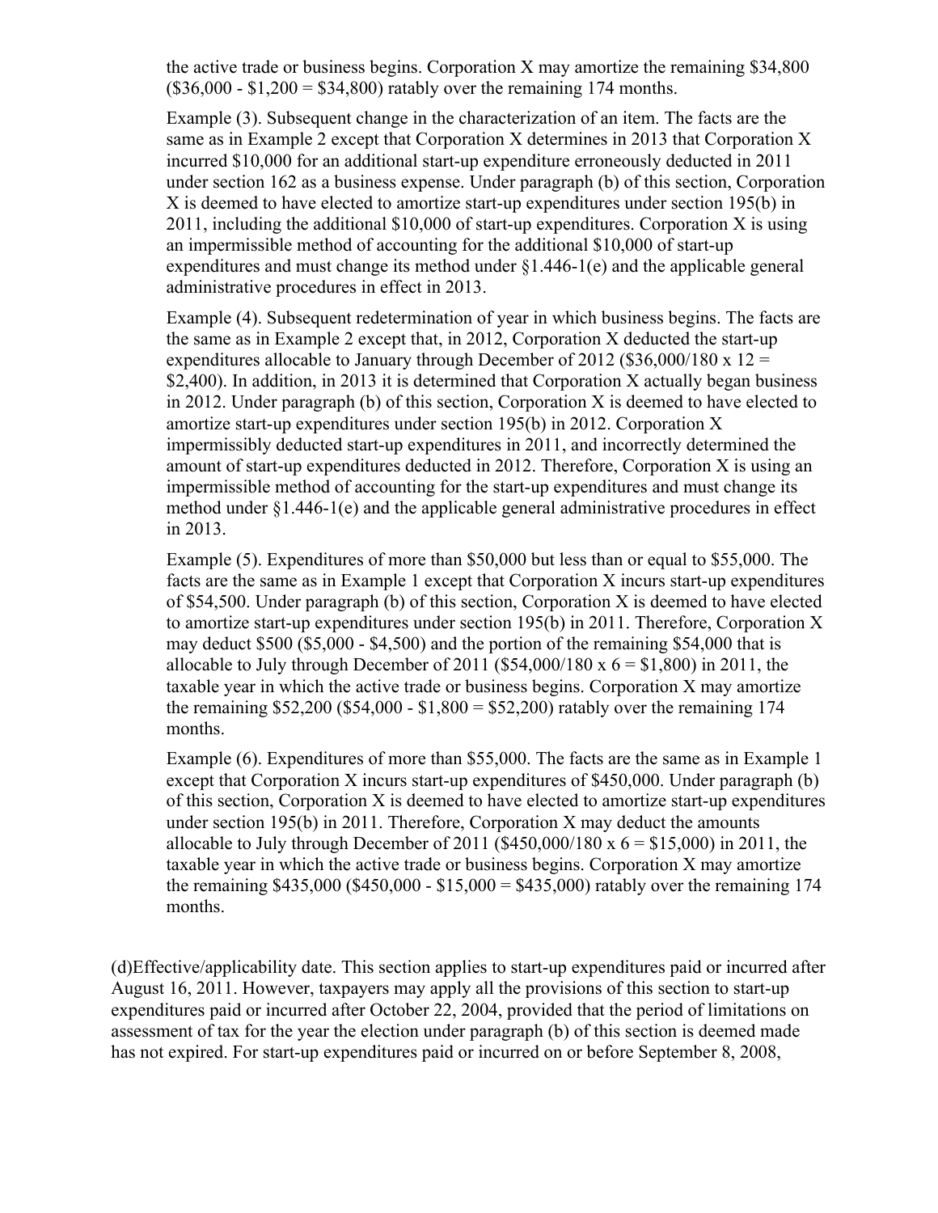the active trade or business begins. Corporation X may amortize the remaining $34,800 ($36,000 - $1,200 = $34,800) ratably over the remaining 174 months.

Example (3). Subsequent change in the characterization of an item. The facts are the same as in Example 2 except that Corporation X determines in 2013 that Corporation X incurred $10,000 for an additional start-up expenditure erroneously deducted in 2011 under section 162 as a business expense. Under paragraph (b) of this section, Corporation X is deemed to have elected to amortize start-up expenditures under section 195(b) in 2011, including the additional $10,000 of start-up expenditures. Corporation X is using an impermissible method of accounting for the additional $10,000 of start-up expenditures and must change its method under §1.446-1(e) and the applicable general administrative procedures in effect in 2013.

Example (4). Subsequent redetermination of year in which business begins. The facts are the same as in Example 2 except that, in 2012, Corporation X deducted the start-up expenditures allocable to January through December of 2012 ($36,000/180 x 12 = $2,400). In addition, in 2013 it is determined that Corporation X actually began business in 2012. Under paragraph (b) of this section, Corporation X is deemed to have elected to amortize start-up expenditures under section 195(b) in 2012. Corporation X impermissibly deducted start-up expenditures in 2011, and incorrectly determined the amount of start-up expenditures deducted in 2012. Therefore, Corporation X is using an impermissible method of accounting for the start-up expenditures and must change its method under §1.446-1(e) and the applicable general administrative procedures in effect in 2013.

Example (5). Expenditures of more than $50,000 but less than or equal to $55,000. The facts are the same as in Example 1 except that Corporation X incurs start-up expenditures of $54,500. Under paragraph (b) of this section, Corporation X is deemed to have elected to amortize start-up expenditures under section 195(b) in 2011. Therefore, Corporation X may deduct $500 ($5,000 - $4,500) and the portion of the remaining $54,000 that is allocable to July through December of 2011 ($54,000/180 x 6 = $1,800) in 2011, the taxable year in which the active trade or business begins. Corporation X may amortize the remaining $52,200 ($54,000 - $1,800 = $52,200) ratably over the remaining 174 months.

Example (6). Expenditures of more than $55,000. The facts are the same as in Example 1 except that Corporation X incurs start-up expenditures of $450,000. Under paragraph (b) of this section, Corporation X is deemed to have elected to amortize start-up expenditures under section 195(b) in 2011. Therefore, Corporation X may deduct the amounts allocable to July through December of 2011 ($450,000/180 x 6 = $15,000) in 2011, the taxable year in which the active trade or business begins. Corporation X may amortize the remaining $435,000 ($450,000 - $15,000 = $435,000) ratably over the remaining 174 months.

(d)Effective/applicability date. This section applies to start-up expenditures paid or incurred after August 16, 2011. However, taxpayers may apply all the provisions of this section to start-up expenditures paid or incurred after October 22, 2004, provided that the period of limitations on assessment of tax for the year the election under paragraph (b) of this section is deemed made has not expired. For start-up expenditures paid or incurred on or before September 8, 2008,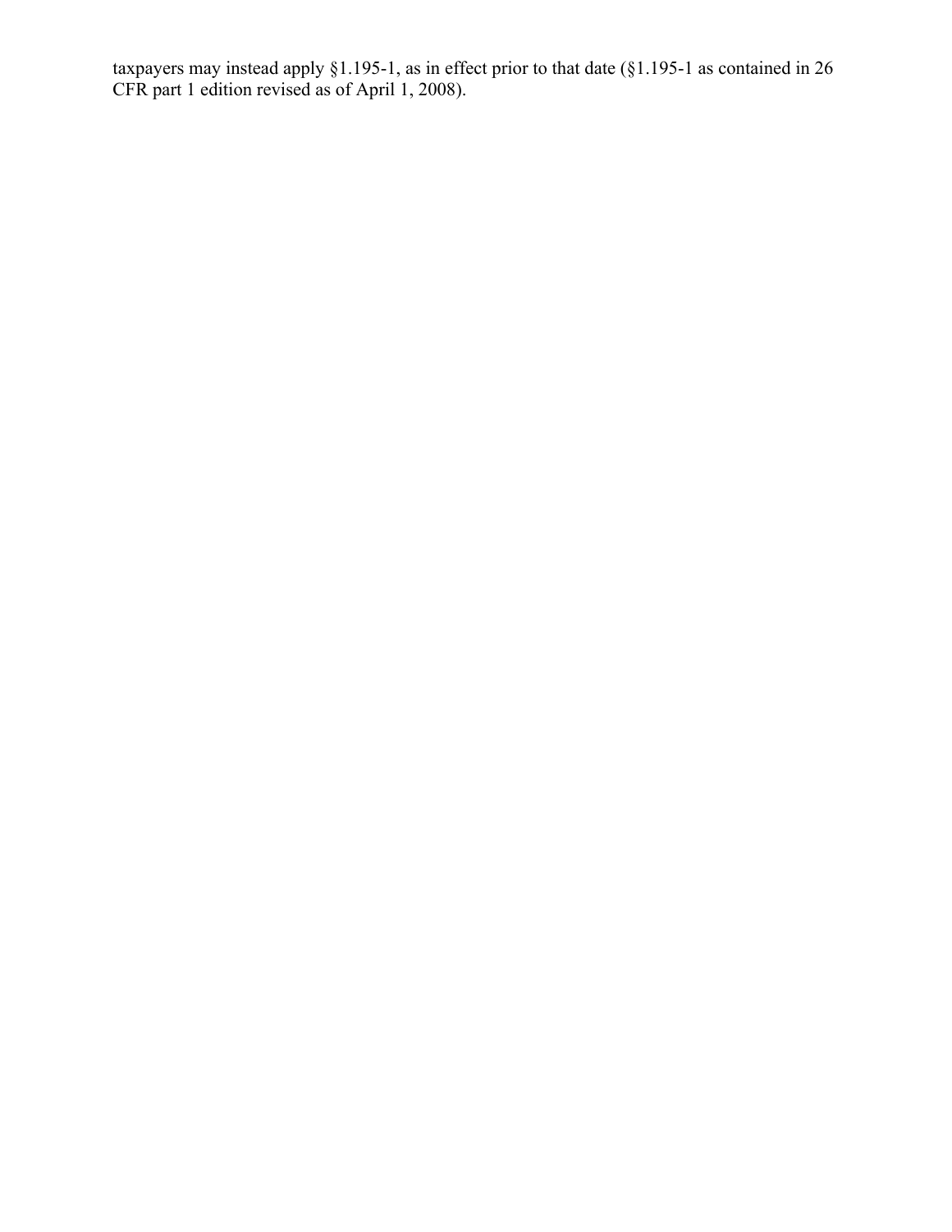taxpayers may instead apply §1.195-1, as in effect prior to that date (§1.195-1 as contained in 26 CFR part 1 edition revised as of April 1, 2008).